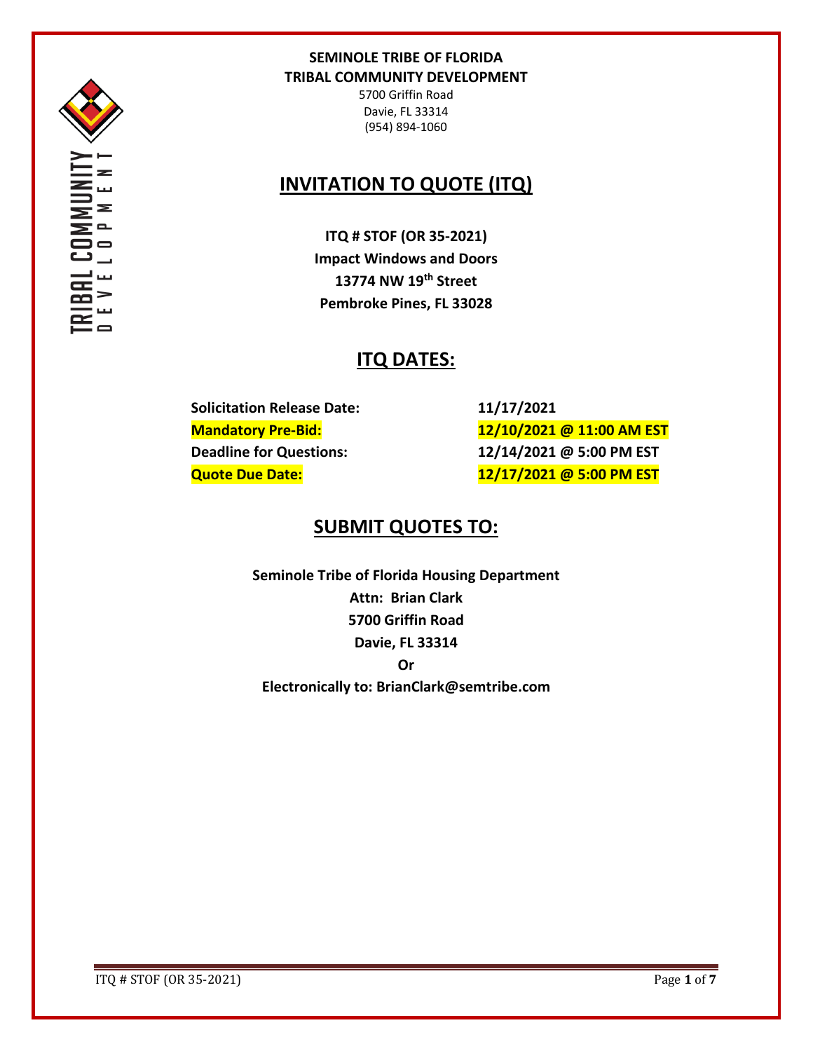**SEMINOLE TRIBE OF FLORIDA**
**TRIBAL COMMUNITY DEVELOPMENT**
5700 Griffin Road
Davie, FL 33314
(954) 894-1060

# INVITATION TO QUOTE (ITQ)

**ITQ # STOF (OR 35-2021)**
**Impact Windows and Doors**
**13774 NW 19th Street**
**Pembroke Pines, FL 33028**

## ITQ DATES:

| | |
|---|---|
| **Solicitation Release Date:** | **11/17/2021** |
| **Mandatory Pre-Bid:** | **12/10/2021 @ 11:00 AM EST** |
| **Deadline for Questions:** | **12/14/2021 @ 5:00 PM EST** |
| **Quote Due Date:** | **12/17/2021 @ 5:00 PM EST** |

## SUBMIT QUOTES TO:

**Seminole Tribe of Florida Housing Department**
**Attn: Brian Clark**
**5700 Griffin Road**
**Davie, FL 33314**
**Or**
**Electronically to: BrianClark@semtribe.com**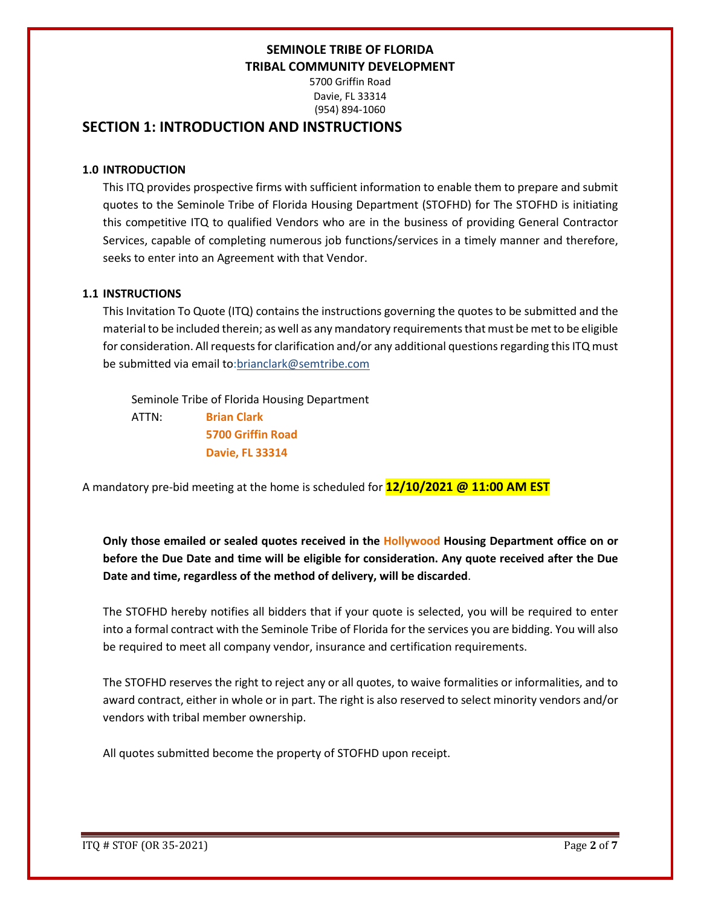**SEMINOLE TRIBE OF FLORIDA**
**TRIBAL COMMUNITY DEVELOPMENT**
5700 Griffin Road
Davie, FL 33314
(954) 894-1060

## SECTION 1: INTRODUCTION AND INSTRUCTIONS

### 1.0 INTRODUCTION

This ITQ provides prospective firms with sufficient information to enable them to prepare and submit quotes to the Seminole Tribe of Florida Housing Department (STOFHD) for The STOFHD is initiating this competitive ITQ to qualified Vendors who are in the business of providing General Contractor Services, capable of completing numerous job functions/services in a timely manner and therefore, seeks to enter into an Agreement with that Vendor.

### 1.1 INSTRUCTIONS

This Invitation To Quote (ITQ) contains the instructions governing the quotes to be submitted and the material to be included therein; as well as any mandatory requirements that must be met to be eligible for consideration. All requests for clarification and/or any additional questions regarding this ITQ must be submitted via email to:brianclark@semtribe.com

Seminole Tribe of Florida Housing Department
ATTN: **Brian Clark**
**5700 Griffin Road**
**Davie, FL 33314**

A mandatory pre-bid meeting at the home is scheduled for **12/10/2021 @ 11:00 AM EST**

**Only those emailed or sealed quotes received in the Hollywood Housing Department office on or before the Due Date and time will be eligible for consideration. Any quote received after the Due Date and time, regardless of the method of delivery, will be discarded**.

The STOFHD hereby notifies all bidders that if your quote is selected, you will be required to enter into a formal contract with the Seminole Tribe of Florida for the services you are bidding. You will also be required to meet all company vendor, insurance and certification requirements.

The STOFHD reserves the right to reject any or all quotes, to waive formalities or informalities, and to award contract, either in whole or in part. The right is also reserved to select minority vendors and/or vendors with tribal member ownership.

All quotes submitted become the property of STOFHD upon receipt.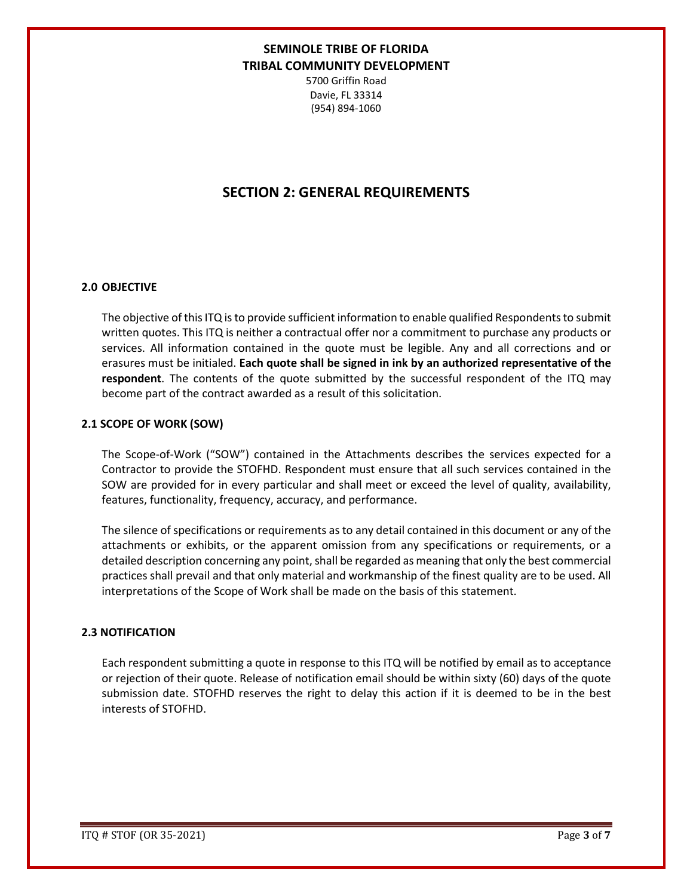**SEMINOLE TRIBE OF FLORIDA**
**TRIBAL COMMUNITY DEVELOPMENT**

5700 Griffin Road
Davie, FL 33314
(954) 894-1060

# SECTION 2: GENERAL REQUIREMENTS

### 2.0 OBJECTIVE

The objective of this ITQ is to provide sufficient information to enable qualified Respondents to submit written quotes. This ITQ is neither a contractual offer nor a commitment to purchase any products or services. All information contained in the quote must be legible. Any and all corrections and or erasures must be initialed. **Each quote shall be signed in ink by an authorized representative of the respondent**. The contents of the quote submitted by the successful respondent of the ITQ may become part of the contract awarded as a result of this solicitation.

### 2.1 SCOPE OF WORK (SOW)

The Scope-of-Work ("SOW") contained in the Attachments describes the services expected for a Contractor to provide the STOFHD. Respondent must ensure that all such services contained in the SOW are provided for in every particular and shall meet or exceed the level of quality, availability, features, functionality, frequency, accuracy, and performance.

The silence of specifications or requirements as to any detail contained in this document or any of the attachments or exhibits, or the apparent omission from any specifications or requirements, or a detailed description concerning any point, shall be regarded as meaning that only the best commercial practices shall prevail and that only material and workmanship of the finest quality are to be used. All interpretations of the Scope of Work shall be made on the basis of this statement.

### 2.3 NOTIFICATION

Each respondent submitting a quote in response to this ITQ will be notified by email as to acceptance or rejection of their quote. Release of notification email should be within sixty (60) days of the quote submission date. STOFHD reserves the right to delay this action if it is deemed to be in the best interests of STOFHD.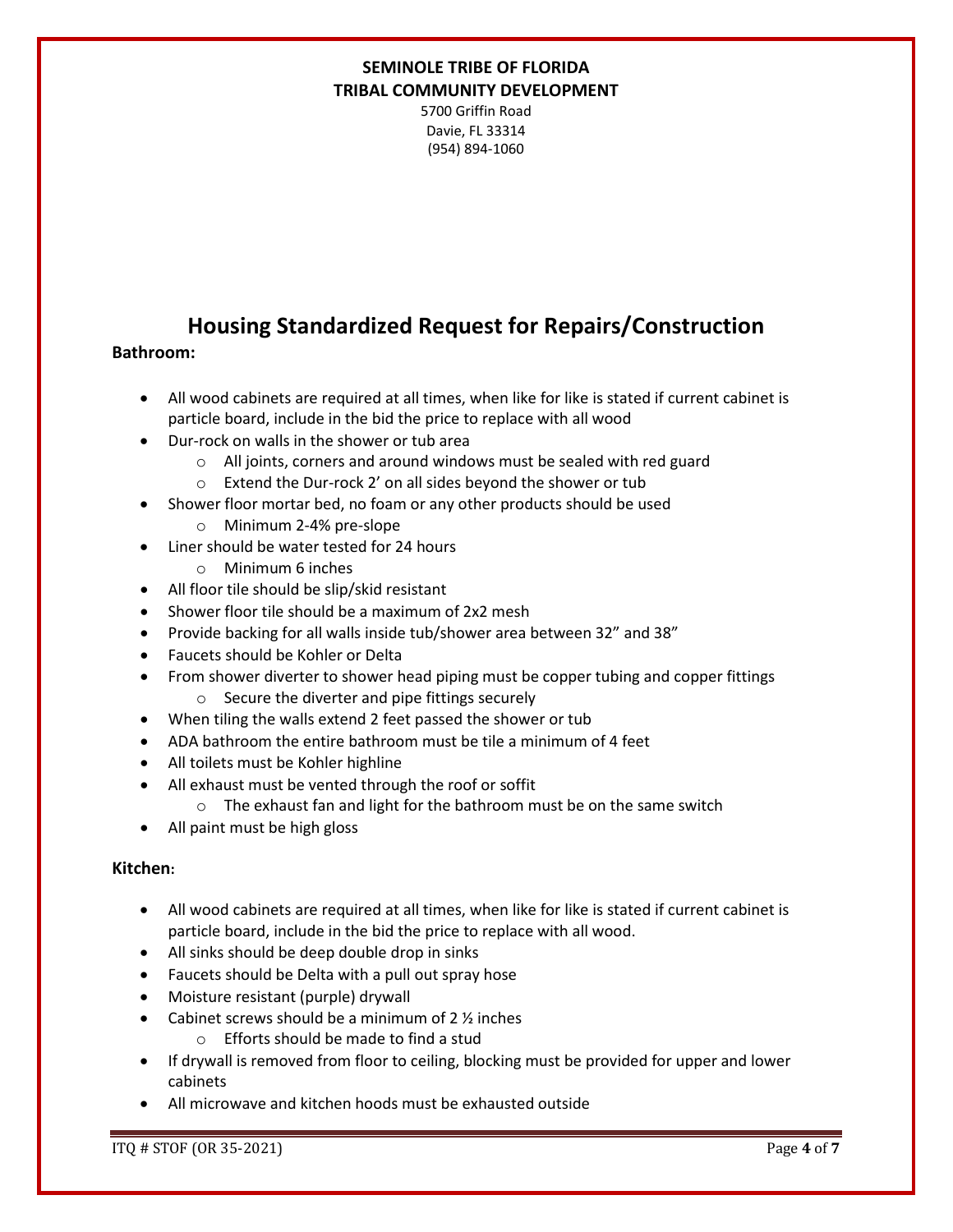**SEMINOLE TRIBE OF FLORIDA**
**TRIBAL COMMUNITY DEVELOPMENT**
5700 Griffin Road
Davie, FL 33314
(954) 894-1060

# Housing Standardized Request for Repairs/Construction

**Bathroom:**

- All wood cabinets are required at all times, when like for like is stated if current cabinet is particle board, include in the bid the price to replace with all wood
- Dur-rock on walls in the shower or tub area
  - All joints, corners and around windows must be sealed with red guard
  - Extend the Dur-rock 2' on all sides beyond the shower or tub
- Shower floor mortar bed, no foam or any other products should be used
  - Minimum 2-4% pre-slope
- Liner should be water tested for 24 hours
  - Minimum 6 inches
- All floor tile should be slip/skid resistant
- Shower floor tile should be a maximum of 2x2 mesh
- Provide backing for all walls inside tub/shower area between 32" and 38"
- Faucets should be Kohler or Delta
- From shower diverter to shower head piping must be copper tubing and copper fittings
  - Secure the diverter and pipe fittings securely
- When tiling the walls extend 2 feet passed the shower or tub
- ADA bathroom the entire bathroom must be tile a minimum of 4 feet
- All toilets must be Kohler highline
- All exhaust must be vented through the roof or soffit
  - The exhaust fan and light for the bathroom must be on the same switch
- All paint must be high gloss

**Kitchen:**

- All wood cabinets are required at all times, when like for like is stated if current cabinet is particle board, include in the bid the price to replace with all wood.
- All sinks should be deep double drop in sinks
- Faucets should be Delta with a pull out spray hose
- Moisture resistant (purple) drywall
- Cabinet screws should be a minimum of 2 ½ inches
  - Efforts should be made to find a stud
- If drywall is removed from floor to ceiling, blocking must be provided for upper and lower cabinets
- All microwave and kitchen hoods must be exhausted outside

ITQ # STOF (OR 35-2021)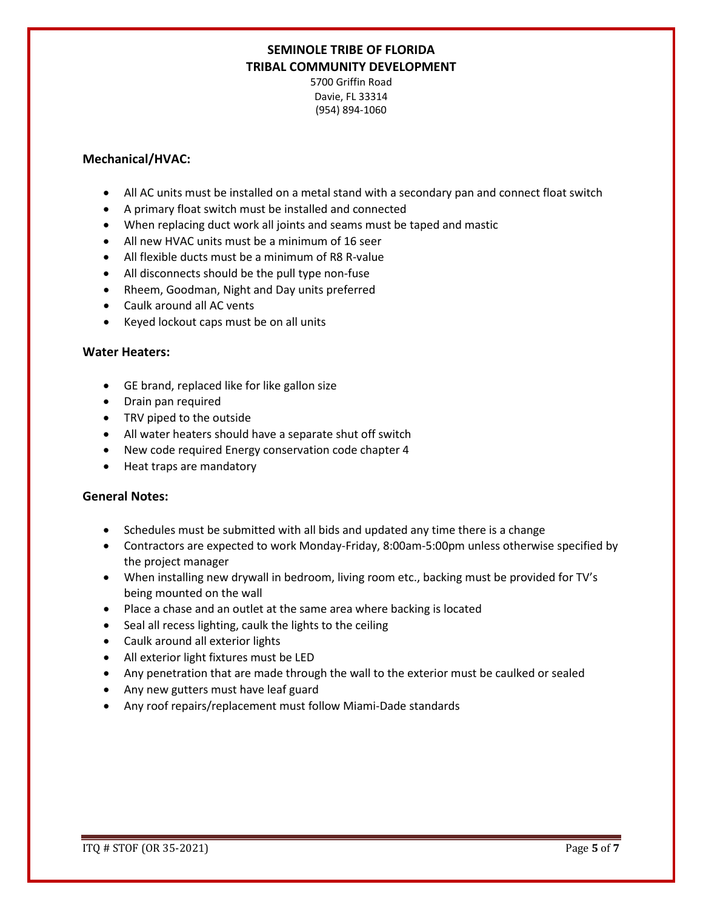## Mechanical/HVAC:

- All AC units must be installed on a metal stand with a secondary pan and connect float switch
- A primary float switch must be installed and connected
- When replacing duct work all joints and seams must be taped and mastic
- All new HVAC units must be a minimum of 16 seer
- All flexible ducts must be a minimum of R8 R-value
- All disconnects should be the pull type non-fuse
- Rheem, Goodman, Night and Day units preferred
- Caulk around all AC vents
- Keyed lockout caps must be on all units

## Water Heaters:

- GE brand, replaced like for like gallon size
- Drain pan required
- TRV piped to the outside
- All water heaters should have a separate shut off switch
- New code required Energy conservation code chapter 4
- Heat traps are mandatory

## General Notes:

- Schedules must be submitted with all bids and updated any time there is a change
- Contractors are expected to work Monday-Friday, 8:00am-5:00pm unless otherwise specified by the project manager
- When installing new drywall in bedroom, living room etc., backing must be provided for TV's being mounted on the wall
- Place a chase and an outlet at the same area where backing is located
- Seal all recess lighting, caulk the lights to the ceiling
- Caulk around all exterior lights
- All exterior light fixtures must be LED
- Any penetration that are made through the wall to the exterior must be caulked or sealed
- Any new gutters must have leaf guard
- Any roof repairs/replacement must follow Miami-Dade standards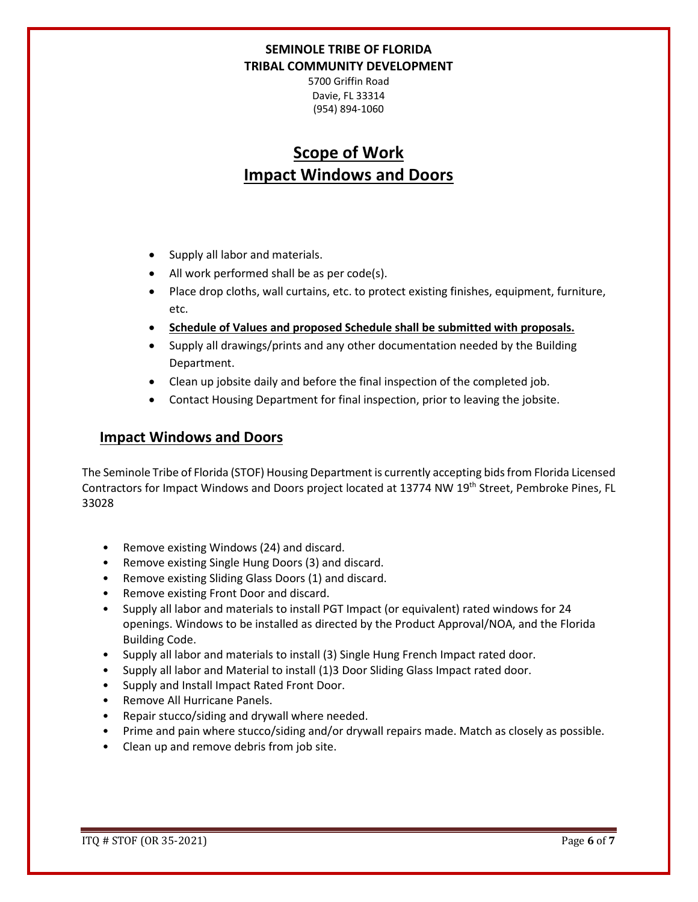**SEMINOLE TRIBE OF FLORIDA**
**TRIBAL COMMUNITY DEVELOPMENT**

5700 Griffin Road
Davie, FL 33314
(954) 894-1060

# Scope of Work
# Impact Windows and Doors

- Supply all labor and materials.
- All work performed shall be as per code(s).
- Place drop cloths, wall curtains, etc. to protect existing finishes, equipment, furniture, etc.
- **Schedule of Values and proposed Schedule shall be submitted with proposals.**
- Supply all drawings/prints and any other documentation needed by the Building Department.
- Clean up jobsite daily and before the final inspection of the completed job.
- Contact Housing Department for final inspection, prior to leaving the jobsite.

## Impact Windows and Doors

The Seminole Tribe of Florida (STOF) Housing Department is currently accepting bids from Florida Licensed Contractors for Impact Windows and Doors project located at 13774 NW 19th Street, Pembroke Pines, FL 33028

- Remove existing Windows (24) and discard.
- Remove existing Single Hung Doors (3) and discard.
- Remove existing Sliding Glass Doors (1) and discard.
- Remove existing Front Door and discard.
- Supply all labor and materials to install PGT Impact (or equivalent) rated windows for 24 openings. Windows to be installed as directed by the Product Approval/NOA, and the Florida Building Code.
- Supply all labor and materials to install (3) Single Hung French Impact rated door.
- Supply all labor and Material to install (1)3 Door Sliding Glass Impact rated door.
- Supply and Install Impact Rated Front Door.
- Remove All Hurricane Panels.
- Repair stucco/siding and drywall where needed.
- Prime and pain where stucco/siding and/or drywall repairs made. Match as closely as possible.
- Clean up and remove debris from job site.

ITQ # STOF (OR 35-2021)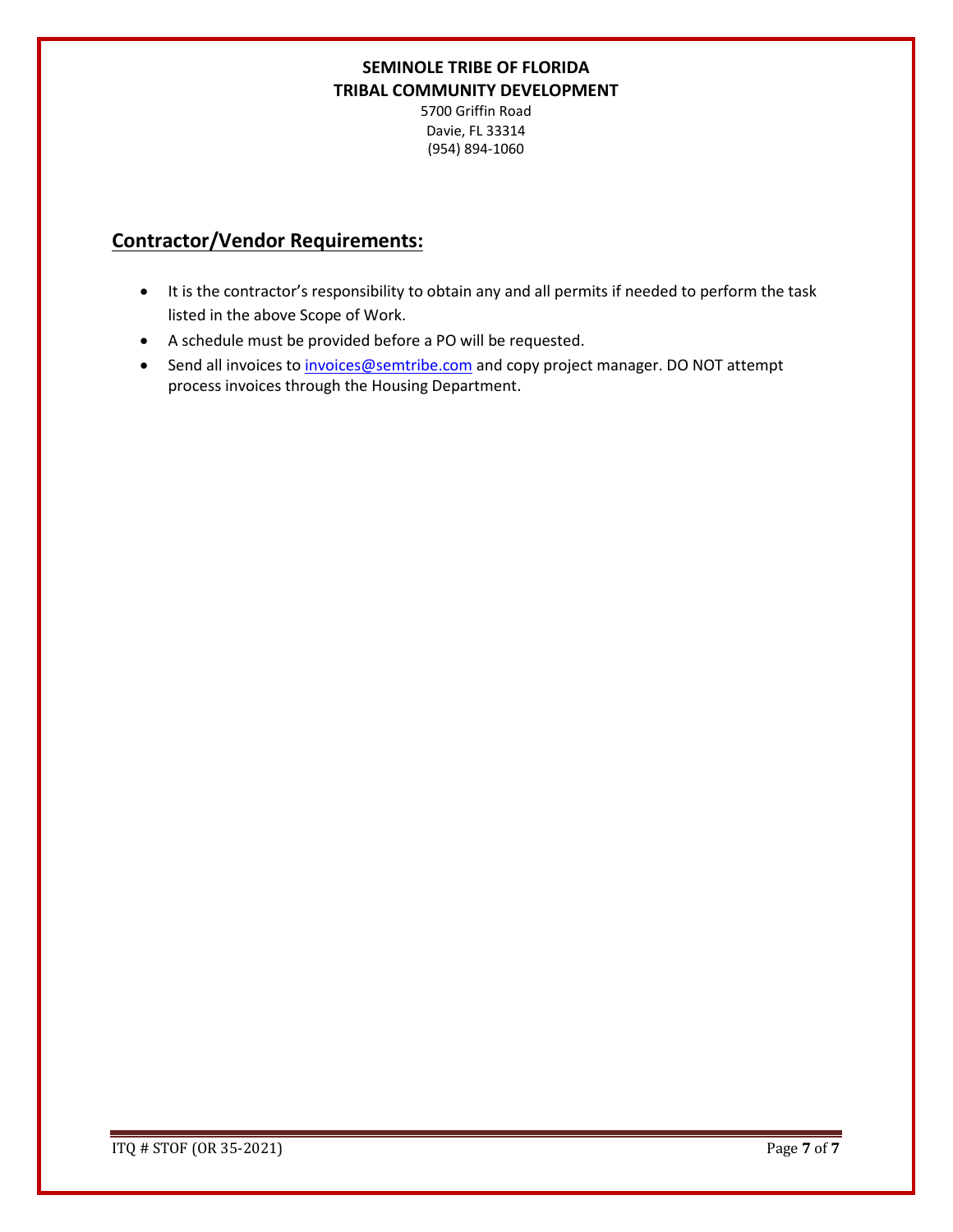**SEMINOLE TRIBE OF FLORIDA**
**TRIBAL COMMUNITY DEVELOPMENT**
5700 Griffin Road
Davie, FL 33314
(954) 894-1060

## Contractor/Vendor Requirements:

- It is the contractor's responsibility to obtain any and all permits if needed to perform the task listed in the above Scope of Work.
- A schedule must be provided before a PO will be requested.
- Send all invoices to invoices@semtribe.com and copy project manager. DO NOT attempt process invoices through the Housing Department.